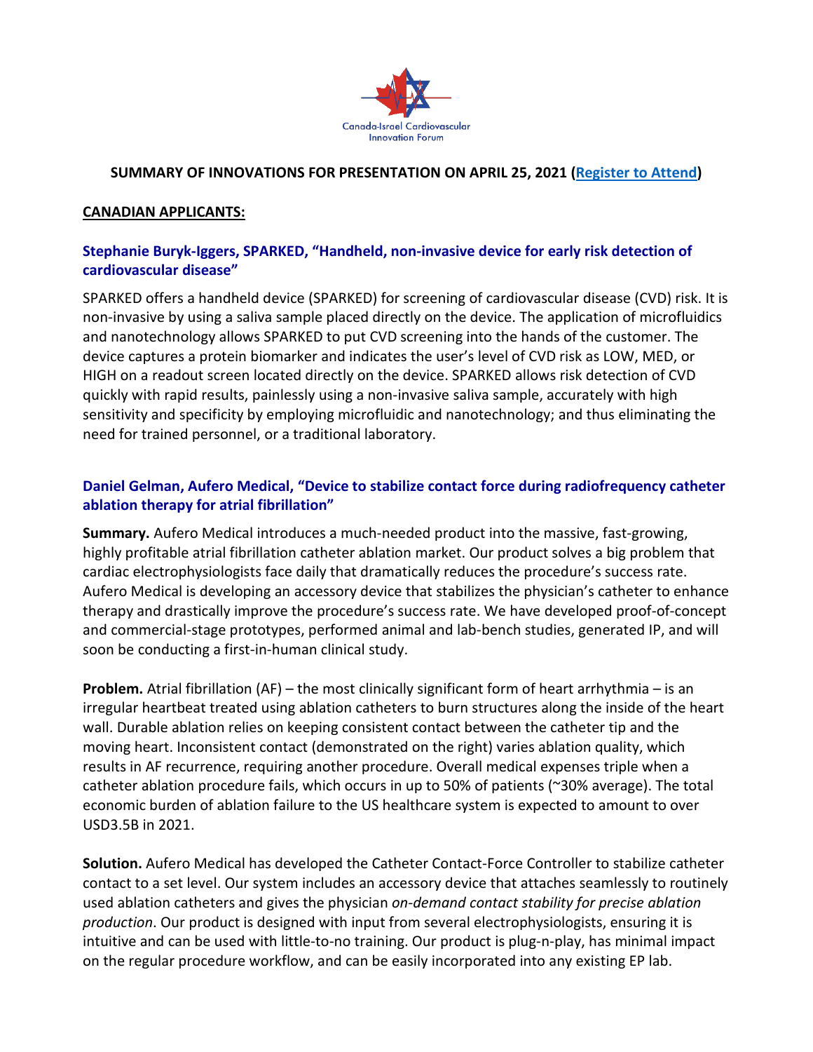Canada-Israel Cardiovascular Innovation Forum

**SUMMARY OF INNOVATIONS FOR PRESENTATION ON APRIL 25, 2021 (Register to Attend)**

## CANADIAN APPLICANTS:

### Stephanie Buryk-Iggers, SPARKED, "Handheld, non-invasive device for early risk detection of cardiovascular disease"

SPARKED offers a handheld device (SPARKED) for screening of cardiovascular disease (CVD) risk. It is non-invasive by using a saliva sample placed directly on the device. The application of microfluidics and nanotechnology allows SPARKED to put CVD screening into the hands of the customer. The device captures a protein biomarker and indicates the user's level of CVD risk as LOW, MED, or HIGH on a readout screen located directly on the device. SPARKED allows risk detection of CVD quickly with rapid results, painlessly using a non-invasive saliva sample, accurately with high sensitivity and specificity by employing microfluidic and nanotechnology; and thus eliminating the need for trained personnel, or a traditional laboratory.

### Daniel Gelman, Aufero Medical, "Device to stabilize contact force during radiofrequency catheter ablation therapy for atrial fibrillation"

**Summary.** Aufero Medical introduces a much-needed product into the massive, fast-growing, highly profitable atrial fibrillation catheter ablation market. Our product solves a big problem that cardiac electrophysiologists face daily that dramatically reduces the procedure's success rate. Aufero Medical is developing an accessory device that stabilizes the physician's catheter to enhance therapy and drastically improve the procedure's success rate. We have developed proof-of-concept and commercial-stage prototypes, performed animal and lab-bench studies, generated IP, and will soon be conducting a first-in-human clinical study.

**Problem.** Atrial fibrillation (AF) – the most clinically significant form of heart arrhythmia – is an irregular heartbeat treated using ablation catheters to burn structures along the inside of the heart wall. Durable ablation relies on keeping consistent contact between the catheter tip and the moving heart. Inconsistent contact (demonstrated on the right) varies ablation quality, which results in AF recurrence, requiring another procedure. Overall medical expenses triple when a catheter ablation procedure fails, which occurs in up to 50% of patients (~30% average). The total economic burden of ablation failure to the US healthcare system is expected to amount to over USD3.5B in 2021.

**Solution.** Aufero Medical has developed the Catheter Contact-Force Controller to stabilize catheter contact to a set level. Our system includes an accessory device that attaches seamlessly to routinely used ablation catheters and gives the physician *on-demand contact stability for precise ablation production*. Our product is designed with input from several electrophysiologists, ensuring it is intuitive and can be used with little-to-no training. Our product is plug-n-play, has minimal impact on the regular procedure workflow, and can be easily incorporated into any existing EP lab.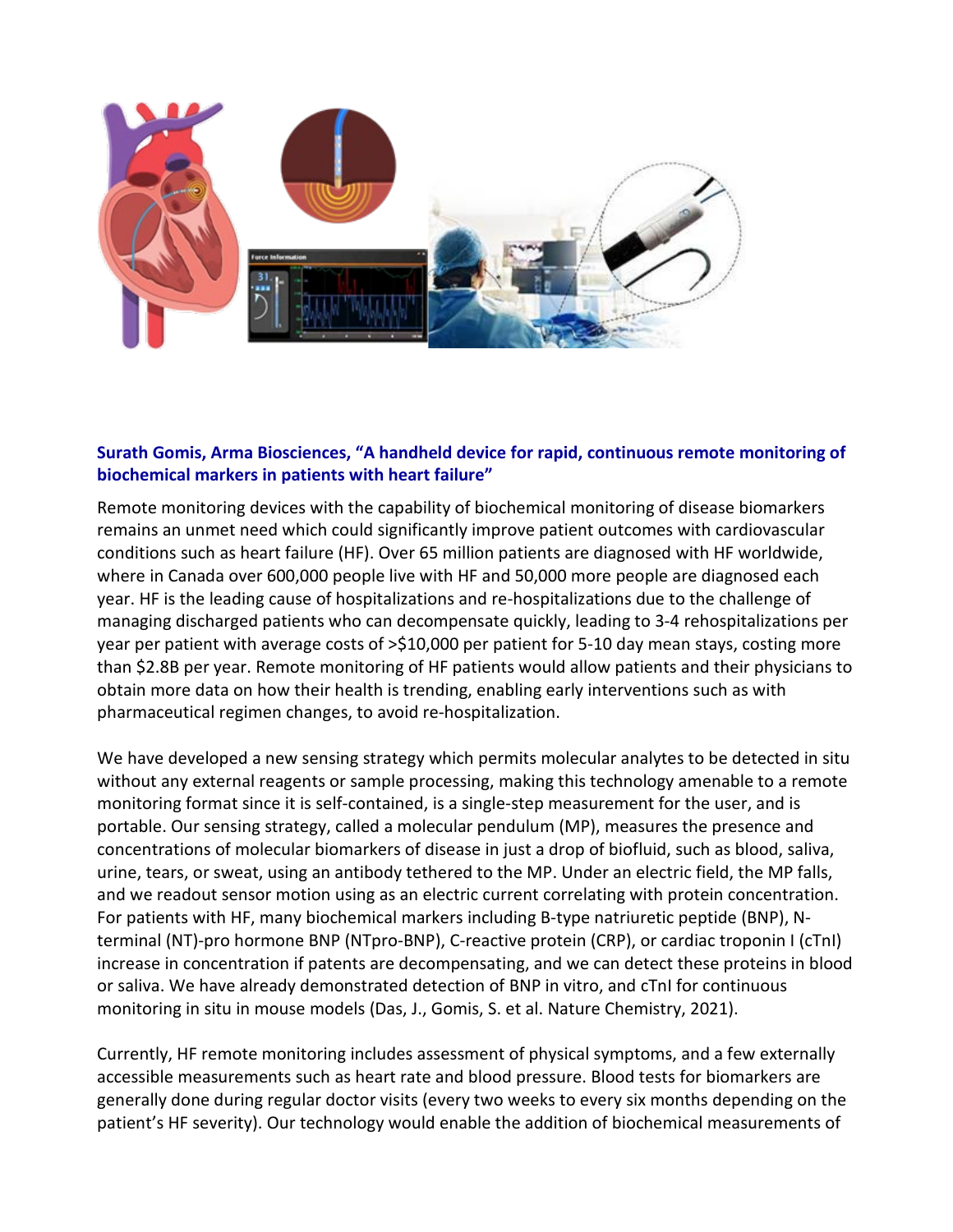**Surath Gomis, Arma Biosciences, "A handheld device for rapid, continuous remote monitoring of biochemical markers in patients with heart failure"**

Remote monitoring devices with the capability of biochemical monitoring of disease biomarkers remains an unmet need which could significantly improve patient outcomes with cardiovascular conditions such as heart failure (HF). Over 65 million patients are diagnosed with HF worldwide, where in Canada over 600,000 people live with HF and 50,000 more people are diagnosed each year. HF is the leading cause of hospitalizations and re-hospitalizations due to the challenge of managing discharged patients who can decompensate quickly, leading to 3-4 rehospitalizations per year per patient with average costs of >$10,000 per patient for 5-10 day mean stays, costing more than $2.8B per year. Remote monitoring of HF patients would allow patients and their physicians to obtain more data on how their health is trending, enabling early interventions such as with pharmaceutical regimen changes, to avoid re-hospitalization.

We have developed a new sensing strategy which permits molecular analytes to be detected in situ without any external reagents or sample processing, making this technology amenable to a remote monitoring format since it is self-contained, is a single-step measurement for the user, and is portable. Our sensing strategy, called a molecular pendulum (MP), measures the presence and concentrations of molecular biomarkers of disease in just a drop of biofluid, such as blood, saliva, urine, tears, or sweat, using an antibody tethered to the MP. Under an electric field, the MP falls, and we readout sensor motion using as an electric current correlating with protein concentration. For patients with HF, many biochemical markers including B-type natriuretic peptide (BNP), N-terminal (NT)-pro hormone BNP (NTpro-BNP), C-reactive protein (CRP), or cardiac troponin I (cTnI) increase in concentration if patents are decompensating, and we can detect these proteins in blood or saliva. We have already demonstrated detection of BNP in vitro, and cTnI for continuous monitoring in situ in mouse models (Das, J., Gomis, S. et al. Nature Chemistry, 2021).

Currently, HF remote monitoring includes assessment of physical symptoms, and a few externally accessible measurements such as heart rate and blood pressure. Blood tests for biomarkers are generally done during regular doctor visits (every two weeks to every six months depending on the patient's HF severity). Our technology would enable the addition of biochemical measurements of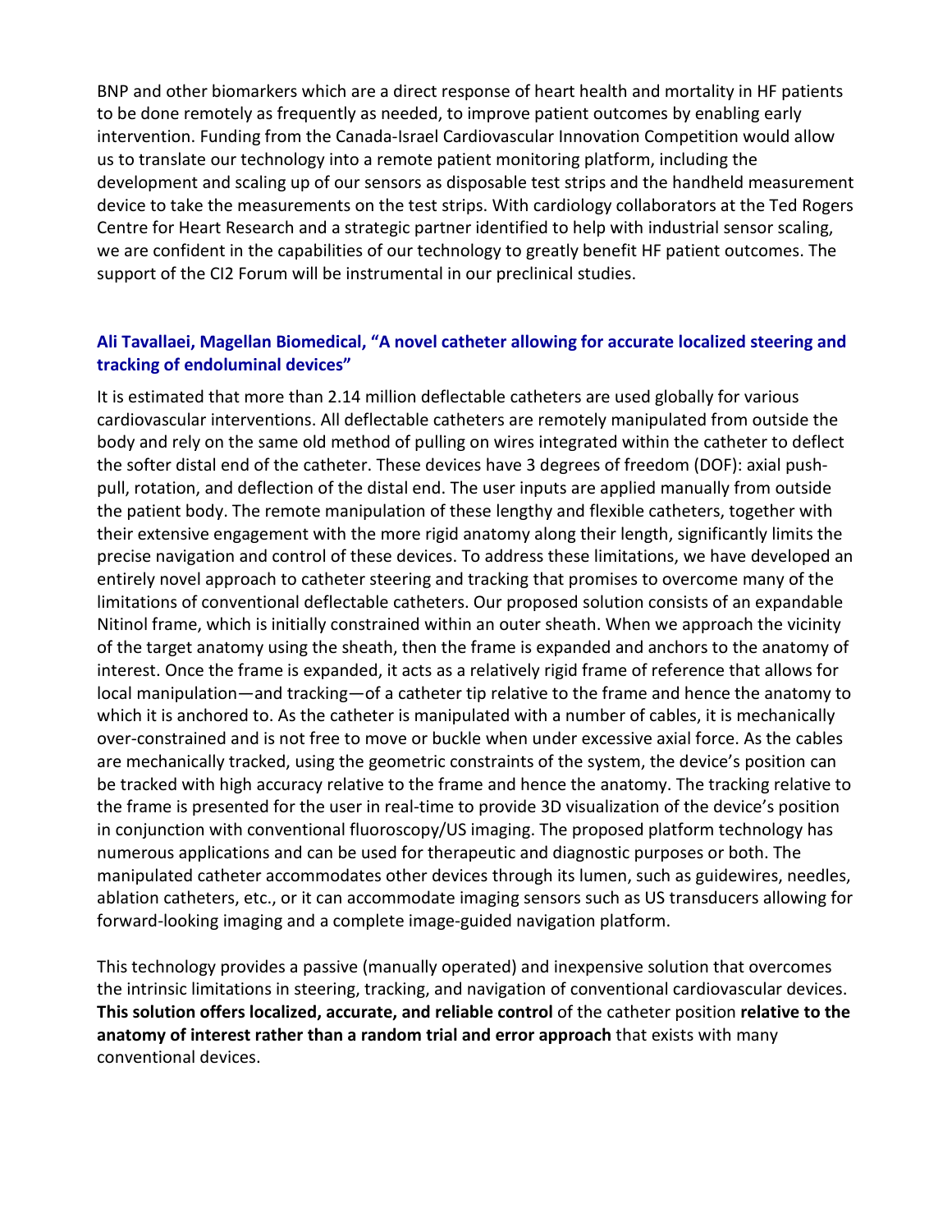BNP and other biomarkers which are a direct response of heart health and mortality in HF patients to be done remotely as frequently as needed, to improve patient outcomes by enabling early intervention. Funding from the Canada-Israel Cardiovascular Innovation Competition would allow us to translate our technology into a remote patient monitoring platform, including the development and scaling up of our sensors as disposable test strips and the handheld measurement device to take the measurements on the test strips. With cardiology collaborators at the Ted Rogers Centre for Heart Research and a strategic partner identified to help with industrial sensor scaling, we are confident in the capabilities of our technology to greatly benefit HF patient outcomes. The support of the CI2 Forum will be instrumental in our preclinical studies.

### Ali Tavallaei, Magellan Biomedical, "A novel catheter allowing for accurate localized steering and tracking of endoluminal devices"

It is estimated that more than 2.14 million deflectable catheters are used globally for various cardiovascular interventions. All deflectable catheters are remotely manipulated from outside the body and rely on the same old method of pulling on wires integrated within the catheter to deflect the softer distal end of the catheter. These devices have 3 degrees of freedom (DOF): axial push-pull, rotation, and deflection of the distal end. The user inputs are applied manually from outside the patient body. The remote manipulation of these lengthy and flexible catheters, together with their extensive engagement with the more rigid anatomy along their length, significantly limits the precise navigation and control of these devices. To address these limitations, we have developed an entirely novel approach to catheter steering and tracking that promises to overcome many of the limitations of conventional deflectable catheters. Our proposed solution consists of an expandable Nitinol frame, which is initially constrained within an outer sheath. When we approach the vicinity of the target anatomy using the sheath, then the frame is expanded and anchors to the anatomy of interest. Once the frame is expanded, it acts as a relatively rigid frame of reference that allows for local manipulation—and tracking—of a catheter tip relative to the frame and hence the anatomy to which it is anchored to. As the catheter is manipulated with a number of cables, it is mechanically over-constrained and is not free to move or buckle when under excessive axial force. As the cables are mechanically tracked, using the geometric constraints of the system, the device's position can be tracked with high accuracy relative to the frame and hence the anatomy. The tracking relative to the frame is presented for the user in real-time to provide 3D visualization of the device's position in conjunction with conventional fluoroscopy/US imaging. The proposed platform technology has numerous applications and can be used for therapeutic and diagnostic purposes or both. The manipulated catheter accommodates other devices through its lumen, such as guidewires, needles, ablation catheters, etc., or it can accommodate imaging sensors such as US transducers allowing for forward-looking imaging and a complete image-guided navigation platform.

This technology provides a passive (manually operated) and inexpensive solution that overcomes the intrinsic limitations in steering, tracking, and navigation of conventional cardiovascular devices. **This solution offers localized, accurate, and reliable control** of the catheter position **relative to the anatomy of interest rather than a random trial and error approach** that exists with many conventional devices.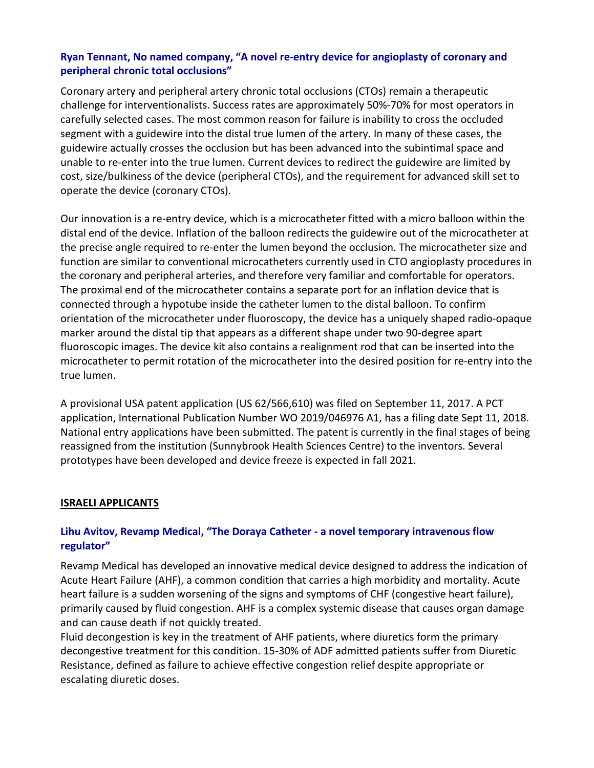### Ryan Tennant, No named company, "A novel re-entry device for angioplasty of coronary and peripheral chronic total occlusions"

Coronary artery and peripheral artery chronic total occlusions (CTOs) remain a therapeutic challenge for interventionalists. Success rates are approximately 50%-70% for most operators in carefully selected cases. The most common reason for failure is inability to cross the occluded segment with a guidewire into the distal true lumen of the artery. In many of these cases, the guidewire actually crosses the occlusion but has been advanced into the subintimal space and unable to re-enter into the true lumen. Current devices to redirect the guidewire are limited by cost, size/bulkiness of the device (peripheral CTOs), and the requirement for advanced skill set to operate the device (coronary CTOs).

Our innovation is a re-entry device, which is a microcatheter fitted with a micro balloon within the distal end of the device. Inflation of the balloon redirects the guidewire out of the microcatheter at the precise angle required to re-enter the lumen beyond the occlusion. The microcatheter size and function are similar to conventional microcatheters currently used in CTO angioplasty procedures in the coronary and peripheral arteries, and therefore very familiar and comfortable for operators. The proximal end of the microcatheter contains a separate port for an inflation device that is connected through a hypotube inside the catheter lumen to the distal balloon. To confirm orientation of the microcatheter under fluoroscopy, the device has a uniquely shaped radio-opaque marker around the distal tip that appears as a different shape under two 90-degree apart fluoroscopic images. The device kit also contains a realignment rod that can be inserted into the microcatheter to permit rotation of the microcatheter into the desired position for re-entry into the true lumen.

A provisional USA patent application (US 62/566,610) was filed on September 11, 2017. A PCT application, International Publication Number WO 2019/046976 A1, has a filing date Sept 11, 2018. National entry applications have been submitted. The patent is currently in the final stages of being reassigned from the institution (Sunnybrook Health Sciences Centre) to the inventors. Several prototypes have been developed and device freeze is expected in fall 2021.

## ISRAELI APPLICANTS

### Lihu Avitov, Revamp Medical, "The Doraya Catheter - a novel temporary intravenous flow regulator"

Revamp Medical has developed an innovative medical device designed to address the indication of Acute Heart Failure (AHF), a common condition that carries a high morbidity and mortality. Acute heart failure is a sudden worsening of the signs and symptoms of CHF (congestive heart failure), primarily caused by fluid congestion. AHF is a complex systemic disease that causes organ damage and can cause death if not quickly treated.
Fluid decongestion is key in the treatment of AHF patients, where diuretics form the primary decongestive treatment for this condition. 15-30% of ADF admitted patients suffer from Diuretic Resistance, defined as failure to achieve effective congestion relief despite appropriate or escalating diuretic doses.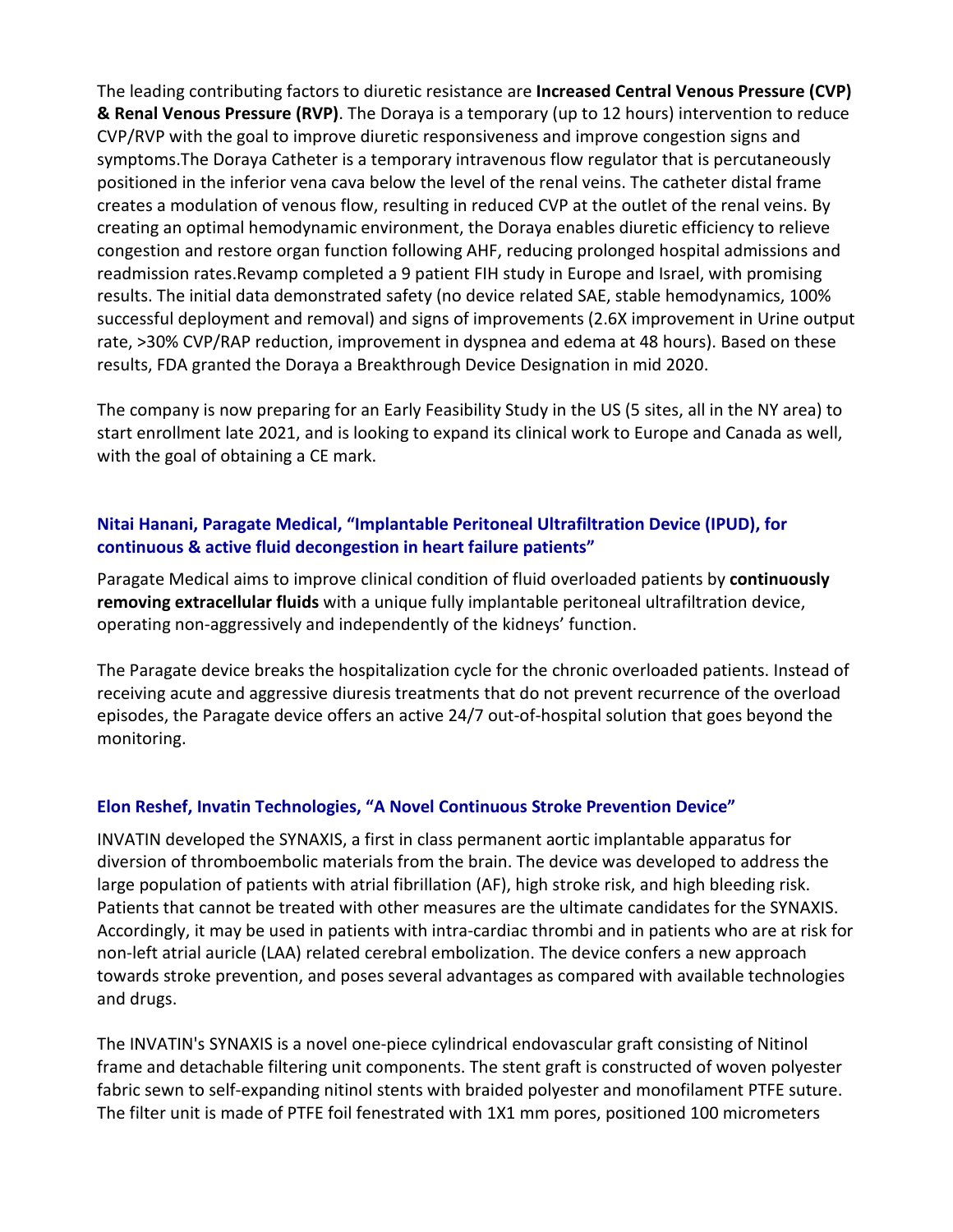The leading contributing factors to diuretic resistance are **Increased Central Venous Pressure (CVP) & Renal Venous Pressure (RVP)**. The Doraya is a temporary (up to 12 hours) intervention to reduce CVP/RVP with the goal to improve diuretic responsiveness and improve congestion signs and symptoms.The Doraya Catheter is a temporary intravenous flow regulator that is percutaneously positioned in the inferior vena cava below the level of the renal veins. The catheter distal frame creates a modulation of venous flow, resulting in reduced CVP at the outlet of the renal veins. By creating an optimal hemodynamic environment, the Doraya enables diuretic efficiency to relieve congestion and restore organ function following AHF, reducing prolonged hospital admissions and readmission rates.Revamp completed a 9 patient FIH study in Europe and Israel, with promising results. The initial data demonstrated safety (no device related SAE, stable hemodynamics, 100% successful deployment and removal) and signs of improvements (2.6X improvement in Urine output rate, >30% CVP/RAP reduction, improvement in dyspnea and edema at 48 hours). Based on these results, FDA granted the Doraya a Breakthrough Device Designation in mid 2020.

The company is now preparing for an Early Feasibility Study in the US (5 sites, all in the NY area) to start enrollment late 2021, and is looking to expand its clinical work to Europe and Canada as well, with the goal of obtaining a CE mark.

### Nitai Hanani, Paragate Medical, "Implantable Peritoneal Ultrafiltration Device (IPUD), for continuous & active fluid decongestion in heart failure patients"

Paragate Medical aims to improve clinical condition of fluid overloaded patients by **continuously removing extracellular fluids** with a unique fully implantable peritoneal ultrafiltration device, operating non-aggressively and independently of the kidneys' function.

The Paragate device breaks the hospitalization cycle for the chronic overloaded patients. Instead of receiving acute and aggressive diuresis treatments that do not prevent recurrence of the overload episodes, the Paragate device offers an active 24/7 out-of-hospital solution that goes beyond the monitoring.

### Elon Reshef, Invatin Technologies, "A Novel Continuous Stroke Prevention Device"

INVATIN developed the SYNAXIS, a first in class permanent aortic implantable apparatus for diversion of thromboembolic materials from the brain. The device was developed to address the large population of patients with atrial fibrillation (AF), high stroke risk, and high bleeding risk. Patients that cannot be treated with other measures are the ultimate candidates for the SYNAXIS. Accordingly, it may be used in patients with intra-cardiac thrombi and in patients who are at risk for non-left atrial auricle (LAA) related cerebral embolization. The device confers a new approach towards stroke prevention, and poses several advantages as compared with available technologies and drugs.

The INVATIN's SYNAXIS is a novel one-piece cylindrical endovascular graft consisting of Nitinol frame and detachable filtering unit components. The stent graft is constructed of woven polyester fabric sewn to self-expanding nitinol stents with braided polyester and monofilament PTFE suture. The filter unit is made of PTFE foil fenestrated with 1X1 mm pores, positioned 100 micrometers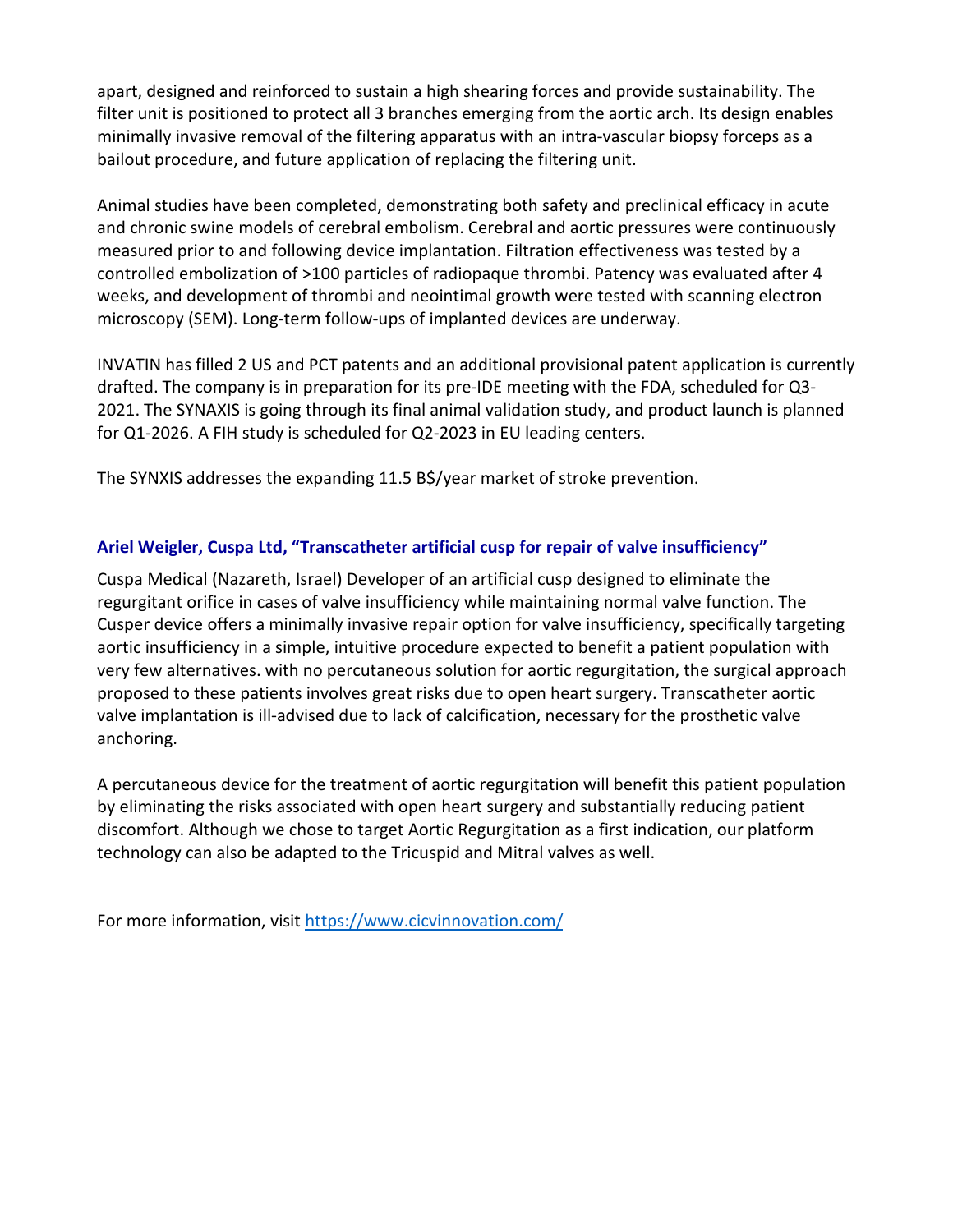apart, designed and reinforced to sustain a high shearing forces and provide sustainability. The filter unit is positioned to protect all 3 branches emerging from the aortic arch. Its design enables minimally invasive removal of the filtering apparatus with an intra-vascular biopsy forceps as a bailout procedure, and future application of replacing the filtering unit.

Animal studies have been completed, demonstrating both safety and preclinical efficacy in acute and chronic swine models of cerebral embolism. Cerebral and aortic pressures were continuously measured prior to and following device implantation. Filtration effectiveness was tested by a controlled embolization of >100 particles of radiopaque thrombi. Patency was evaluated after 4 weeks, and development of thrombi and neointimal growth were tested with scanning electron microscopy (SEM). Long-term follow-ups of implanted devices are underway.

INVATIN has filled 2 US and PCT patents and an additional provisional patent application is currently drafted. The company is in preparation for its pre-IDE meeting with the FDA, scheduled for Q3-2021. The SYNAXIS is going through its final animal validation study, and product launch is planned for Q1-2026. A FIH study is scheduled for Q2-2023 in EU leading centers.

The SYNXIS addresses the expanding 11.5 B$/year market of stroke prevention.

### Ariel Weigler, Cuspa Ltd, "Transcatheter artificial cusp for repair of valve insufficiency"

Cuspa Medical (Nazareth, Israel) Developer of an artificial cusp designed to eliminate the regurgitant orifice in cases of valve insufficiency while maintaining normal valve function. The Cusper device offers a minimally invasive repair option for valve insufficiency, specifically targeting aortic insufficiency in a simple, intuitive procedure expected to benefit a patient population with very few alternatives. with no percutaneous solution for aortic regurgitation, the surgical approach proposed to these patients involves great risks due to open heart surgery. Transcatheter aortic valve implantation is ill-advised due to lack of calcification, necessary for the prosthetic valve anchoring.

A percutaneous device for the treatment of aortic regurgitation will benefit this patient population by eliminating the risks associated with open heart surgery and substantially reducing patient discomfort. Although we chose to target Aortic Regurgitation as a first indication, our platform technology can also be adapted to the Tricuspid and Mitral valves as well.

For more information, visit [https://www.cicvinnovation.com/](https://www.cicvinnovation.com/)